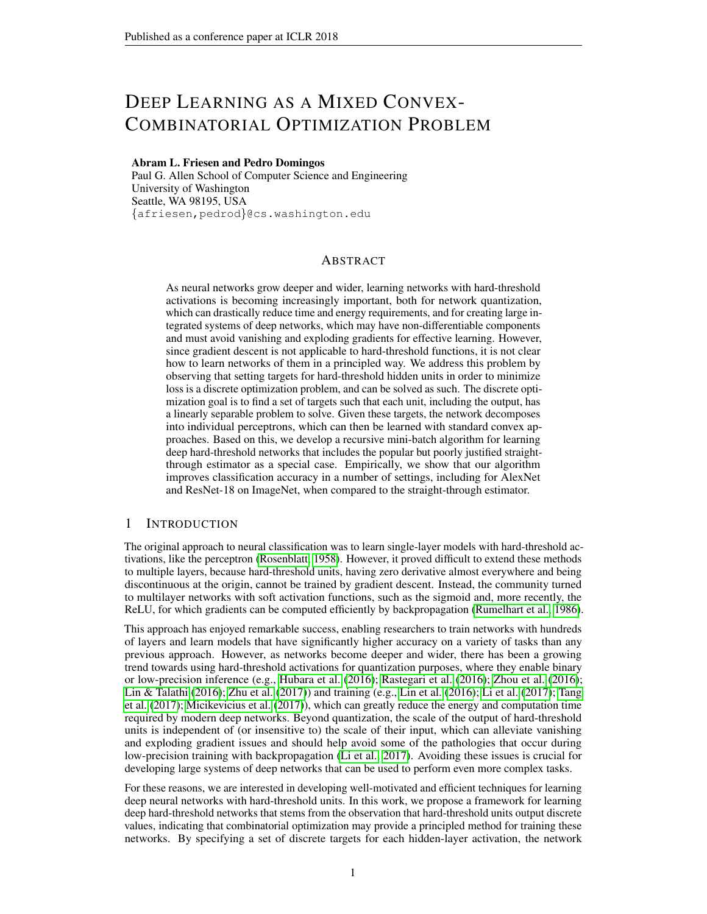# Deep Learning as a Mixed Convex-Combinatorial Optimization Problem

**Abram L. Friesen and Pedro Domingos**
Paul G. Allen School of Computer Science and Engineering
University of Washington
Seattle, WA 98195, USA
{afriesen,pedrod}@cs.washington.edu

## Abstract

As neural networks grow deeper and wider, learning networks with hard-threshold activations is becoming increasingly important, both for network quantization, which can drastically reduce time and energy requirements, and for creating large integrated systems of deep networks, which may have non-differentiable components and must avoid vanishing and exploding gradients for effective learning. However, since gradient descent is not applicable to hard-threshold functions, it is not clear how to learn networks of them in a principled way. We address this problem by observing that setting targets for hard-threshold hidden units in order to minimize loss is a discrete optimization problem, and can be solved as such. The discrete optimization goal is to find a set of targets such that each unit, including the output, has a linearly separable problem to solve. Given these targets, the network decomposes into individual perceptrons, which can then be learned with standard convex approaches. Based on this, we develop a recursive mini-batch algorithm for learning deep hard-threshold networks that includes the popular but poorly justified straight-through estimator as a special case. Empirically, we show that our algorithm improves classification accuracy in a number of settings, including for AlexNet and ResNet-18 on ImageNet, when compared to the straight-through estimator.

## 1 Introduction

The original approach to neural classification was to learn single-layer models with hard-threshold activations, like the perceptron (Rosenblatt, 1958). However, it proved difficult to extend these methods to multiple layers, because hard-threshold units, having zero derivative almost everywhere and being discontinuous at the origin, cannot be trained by gradient descent. Instead, the community turned to multilayer networks with soft activation functions, such as the sigmoid and, more recently, the ReLU, for which gradients can be computed efficiently by backpropagation (Rumelhart et al., 1986).

This approach has enjoyed remarkable success, enabling researchers to train networks with hundreds of layers and learn models that have significantly higher accuracy on a variety of tasks than any previous approach. However, as networks become deeper and wider, there has been a growing trend towards using hard-threshold activations for quantization purposes, where they enable binary or low-precision inference (e.g., Hubara et al. (2016); Rastegari et al. (2016); Zhou et al. (2016); Lin & Talathi (2016); Zhu et al. (2017)) and training (e.g., Lin et al. (2016); Li et al. (2017); Tang et al. (2017); Micikevicius et al. (2017)), which can greatly reduce the energy and computation time required by modern deep networks. Beyond quantization, the scale of the output of hard-threshold units is independent of (or insensitive to) the scale of their input, which can alleviate vanishing and exploding gradient issues and should help avoid some of the pathologies that occur during low-precision training with backpropagation (Li et al., 2017). Avoiding these issues is crucial for developing large systems of deep networks that can be used to perform even more complex tasks.

For these reasons, we are interested in developing well-motivated and efficient techniques for learning deep neural networks with hard-threshold units. In this work, we propose a framework for learning deep hard-threshold networks that stems from the observation that hard-threshold units output discrete values, indicating that combinatorial optimization may provide a principled method for training these networks. By specifying a set of discrete targets for each hidden-layer activation, the network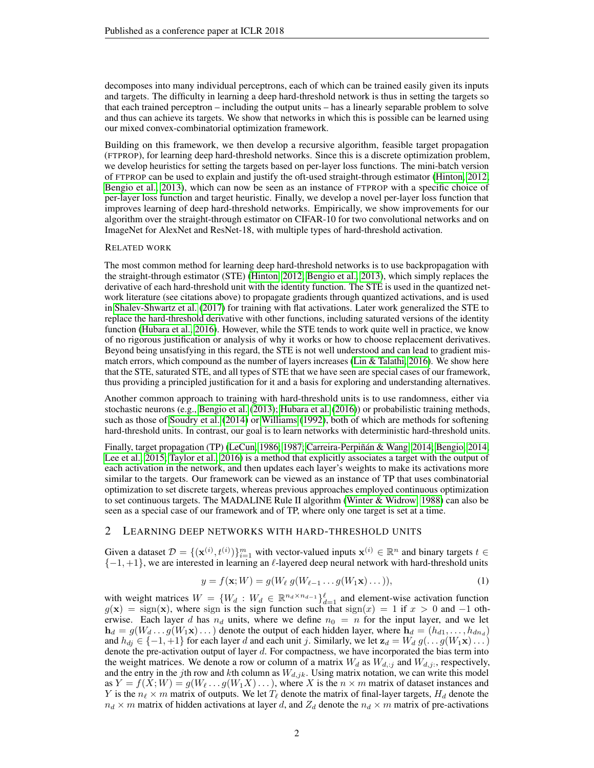decomposes into many individual perceptrons, each of which can be trained easily given its inputs and targets. The difficulty in learning a deep hard-threshold network is thus in setting the targets so that each trained perceptron – including the output units – has a linearly separable problem to solve and thus can achieve its targets. We show that networks in which this is possible can be learned using our mixed convex-combinatorial optimization framework.

Building on this framework, we then develop a recursive algorithm, feasible target propagation (FTPROP), for learning deep hard-threshold networks. Since this is a discrete optimization problem, we develop heuristics for setting the targets based on per-layer loss functions. The mini-batch version of FTPROP can be used to explain and justify the oft-used straight-through estimator (Hinton, 2012; Bengio et al., 2013), which can now be seen as an instance of FTPROP with a specific choice of per-layer loss function and target heuristic. Finally, we develop a novel per-layer loss function that improves learning of deep hard-threshold networks. Empirically, we show improvements for our algorithm over the straight-through estimator on CIFAR-10 for two convolutional networks and on ImageNet for AlexNet and ResNet-18, with multiple types of hard-threshold activation.

### Related work

The most common method for learning deep hard-threshold networks is to use backpropagation with the straight-through estimator (STE) (Hinton, 2012; Bengio et al., 2013), which simply replaces the derivative of each hard-threshold unit with the identity function. The STE is used in the quantized network literature (see citations above) to propagate gradients through quantized activations, and is used in Shalev-Shwartz et al. (2017) for training with flat activations. Later work generalized the STE to replace the hard-threshold derivative with other functions, including saturated versions of the identity function (Hubara et al., 2016). However, while the STE tends to work quite well in practice, we know of no rigorous justification or analysis of why it works or how to choose replacement derivatives. Beyond being unsatisfying in this regard, the STE is not well understood and can lead to gradient mismatch errors, which compound as the number of layers increases (Lin & Talathi, 2016). We show here that the STE, saturated STE, and all types of STE that we have seen are special cases of our framework, thus providing a principled justification for it and a basis for exploring and understanding alternatives.

Another common approach to training with hard-threshold units is to use randomness, either via stochastic neurons (e.g., Bengio et al. (2013); Hubara et al. (2016)) or probabilistic training methods, such as those of Soudry et al. (2014) or Williams (1992), both of which are methods for softening hard-threshold units. In contrast, our goal is to learn networks with deterministic hard-threshold units.

Finally, target propagation (TP) (LeCun, 1986; 1987; Carreira-Perpiñán & Wang, 2014; Bengio, 2014; Lee et al., 2015; Taylor et al., 2016) is a method that explicitly associates a target with the output of each activation in the network, and then updates each layer's weights to make its activations more similar to the targets. Our framework can be viewed as an instance of TP that uses combinatorial optimization to set discrete targets, whereas previous approaches employed continuous optimization to set continuous targets. The MADALINE Rule II algorithm (Winter & Widrow, 1988) can also be seen as a special case of our framework and of TP, where only one target is set at a time.

## 2 Learning deep networks with hard-threshold units

Given a dataset $\mathcal{D} = \{(\mathbf{x}^{(i)}, t^{(i)})\}_{i=1}^{m}$ with vector-valued inputs $\mathbf{x}^{(i)} \in \mathbb{R}^n$ and binary targets $t \in \{-1, +1\}$, we are interested in learning an $\ell$-layered deep neural network with hard-threshold units

$$y = f(\mathbf{x}; W) = g(W_\ell \, g(W_{\ell-1} \dots g(W_1 \mathbf{x}) \dots)), \tag{1}$$

with weight matrices $W = \{W_d : W_d \in \mathbb{R}^{n_d \times n_{d-1}}\}_{d=1}^{\ell}$ and element-wise activation function $g(\mathbf{x}) = \operatorname{sign}(\mathbf{x})$, where sign is the sign function such that $\operatorname{sign}(x) = 1$ if $x > 0$ and $-1$ otherwise. Each layer $d$ has $n_d$ units, where we define $n_0 = n$ for the input layer, and we let $\mathbf{h}_d = g(W_d \dots g(W_1 \mathbf{x}) \dots)$ denote the output of each hidden layer, where $\mathbf{h}_d = (h_{d1}, \dots, h_{dn_d})$ and $h_{dj} \in \{-1, +1\}$ for each layer $d$ and each unit $j$. Similarly, we let $\mathbf{z}_d = W_d \, g(\dots g(W_1 \mathbf{x}) \dots)$ denote the pre-activation output of layer $d$. For compactness, we have incorporated the bias term into the weight matrices. We denote a row or column of a matrix $W_d$ as $W_{d,:j}$ and $W_{d,j:}$, respectively, and the entry in the $j$th row and $k$th column as $W_{d,jk}$. Using matrix notation, we can write this model as $Y = f(X; W) = g(W_\ell \dots g(W_1 X) \dots)$, where $X$ is the $n \times m$ matrix of dataset instances and $Y$ is the $n_\ell \times m$ matrix of outputs. We let $T_\ell$ denote the matrix of final-layer targets, $H_d$ denote the $n_d \times m$ matrix of hidden activations at layer $d$, and $Z_d$ denote the $n_d \times m$ matrix of pre-activations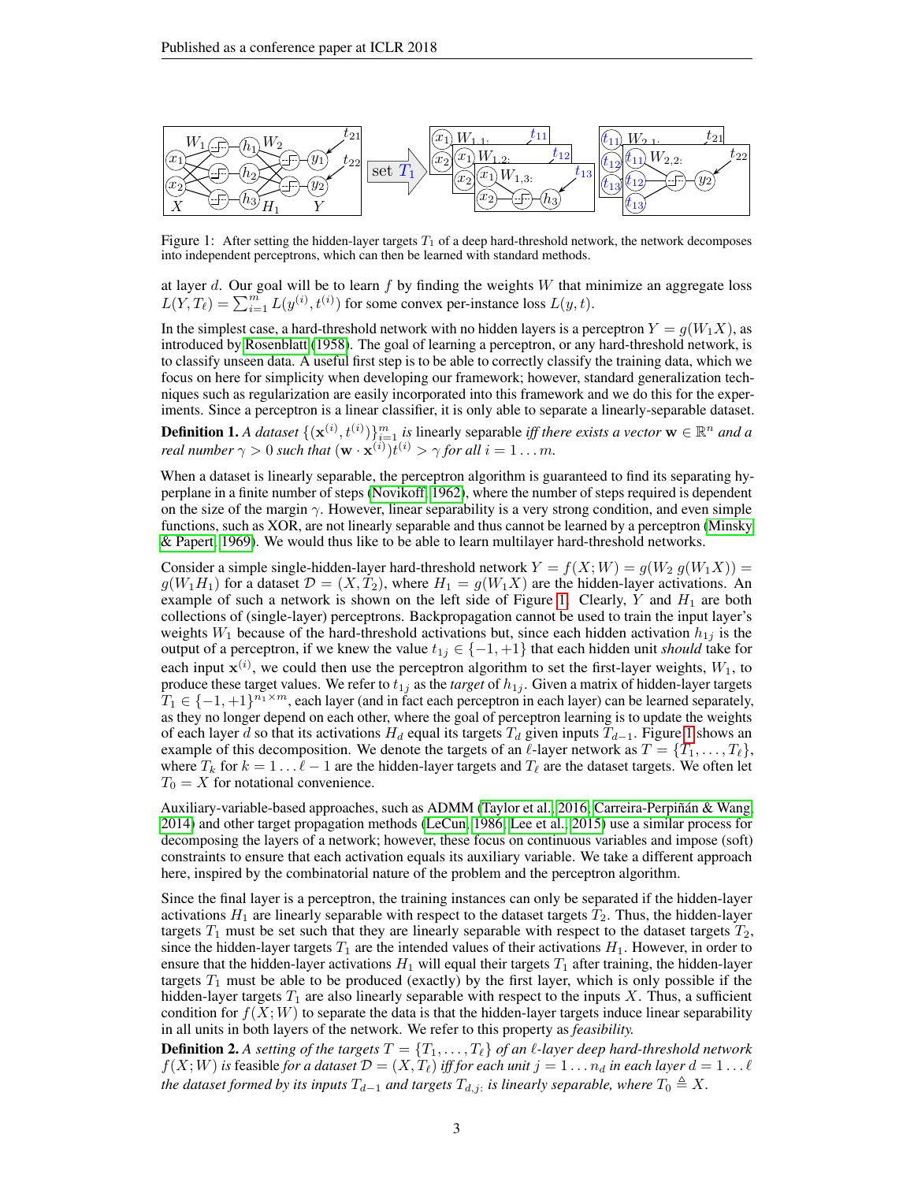Figure 1: After setting the hidden-layer targets $T_1$ of a deep hard-threshold network, the network decomposes into independent perceptrons, which can then be learned with standard methods.

at layer $d$. Our goal will be to learn $f$ by finding the weights $W$ that minimize an aggregate loss $L(Y, T_\ell) = \sum_{i=1}^{m} L(y^{(i)}, t^{(i)})$ for some convex per-instance loss $L(y, t)$.

In the simplest case, a hard-threshold network with no hidden layers is a perceptron $Y = g(W_1 X)$, as introduced by Rosenblatt (1958). The goal of learning a perceptron, or any hard-threshold network, is to classify unseen data. A useful first step is to be able to correctly classify the training data, which we focus on here for simplicity when developing our framework; however, standard generalization techniques such as regularization are easily incorporated into this framework and we do this for the experiments. Since a perceptron is a linear classifier, it is only able to separate a linearly-separable dataset.

**Definition 1.** *A dataset* $\{(\mathbf{x}^{(i)}, t^{(i)})\}_{i=1}^{m}$ *is* linearly separable *iff there exists a vector* $\mathbf{w} \in \mathbb{R}^n$ *and a real number* $\gamma > 0$ *such that* $(\mathbf{w} \cdot \mathbf{x}^{(i)})t^{(i)} > \gamma$ *for all* $i = 1 \ldots m$.

When a dataset is linearly separable, the perceptron algorithm is guaranteed to find its separating hyperplane in a finite number of steps (Novikoff, 1962), where the number of steps required is dependent on the size of the margin $\gamma$. However, linear separability is a very strong condition, and even simple functions, such as XOR, are not linearly separable and thus cannot be learned by a perceptron (Minsky & Papert, 1969). We would thus like to be able to learn multilayer hard-threshold networks.

Consider a simple single-hidden-layer hard-threshold network $Y = f(X; W) = g(W_2\, g(W_1 X)) = g(W_1 H_1)$ for a dataset $\mathcal{D} = (X, T_2)$, where $H_1 = g(W_1 X)$ are the hidden-layer activations. An example of such a network is shown on the left side of Figure 1. Clearly, $Y$ and $H_1$ are both collections of (single-layer) perceptrons. Backpropagation cannot be used to train the input layer's weights $W_1$ because of the hard-threshold activations but, since each hidden activation $h_{1j}$ is the output of a perceptron, if we knew the value $t_{1j} \in \{-1, +1\}$ that each hidden unit *should* take for each input $\mathbf{x}^{(i)}$, we could then use the perceptron algorithm to set the first-layer weights, $W_1$, to produce these target values. We refer to $t_{1j}$ as the *target* of $h_{1j}$. Given a matrix of hidden-layer targets $T_1 \in \{-1, +1\}^{n_1 \times m}$, each layer (and in fact each perceptron in each layer) can be learned separately, as they no longer depend on each other, where the goal of perceptron learning is to update the weights of each layer $d$ so that its activations $H_d$ equal its targets $T_d$ given inputs $T_{d-1}$. Figure 1 shows an example of this decomposition. We denote the targets of an $\ell$-layer network as $T = \{T_1, \ldots, T_\ell\}$, where $T_k$ for $k = 1 \ldots \ell - 1$ are the hidden-layer targets and $T_\ell$ are the dataset targets. We often let $T_0 = X$ for notational convenience.

Auxiliary-variable-based approaches, such as ADMM (Taylor et al., 2016; Carreira-Perpiñán & Wang, 2014) and other target propagation methods (LeCun, 1986; Lee et al., 2015) use a similar process for decomposing the layers of a network; however, these focus on continuous variables and impose (soft) constraints to ensure that each activation equals its auxiliary variable. We take a different approach here, inspired by the combinatorial nature of the problem and the perceptron algorithm.

Since the final layer is a perceptron, the training instances can only be separated if the hidden-layer activations $H_1$ are linearly separable with respect to the dataset targets $T_2$. Thus, the hidden-layer targets $T_1$ must be set such that they are linearly separable with respect to the dataset targets $T_2$, since the hidden-layer targets $T_1$ are the intended values of their activations $H_1$. However, in order to ensure that the hidden-layer activations $H_1$ will equal their targets $T_1$ after training, the hidden-layer targets $T_1$ must be able to be produced (exactly) by the first layer, which is only possible if the hidden-layer targets $T_1$ are also linearly separable with respect to the inputs $X$. Thus, a sufficient condition for $f(X; W)$ to separate the data is that the hidden-layer targets induce linear separability in all units in both layers of the network. We refer to this property as *feasibility*.

**Definition 2.** *A setting of the targets* $T = \{T_1, \ldots, T_\ell\}$ *of an* $\ell$*-layer deep hard-threshold network* $f(X; W)$ *is* feasible *for a dataset* $\mathcal{D} = (X, T_\ell)$ *iff for each unit* $j = 1 \ldots n_d$ *in each layer* $d = 1 \ldots \ell$ *the dataset formed by its inputs* $T_{d-1}$ *and targets* $T_{d,j:}$ *is linearly separable, where* $T_0 \triangleq X$.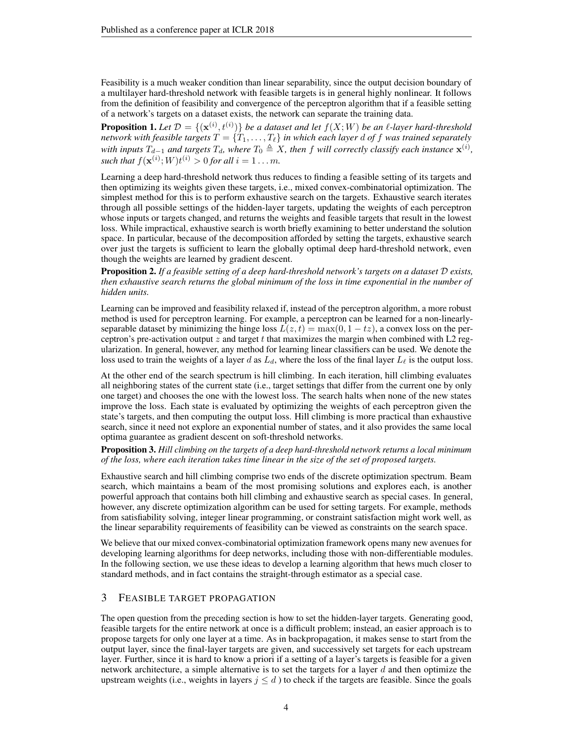Feasibility is a much weaker condition than linear separability, since the output decision boundary of a multilayer hard-threshold network with feasible targets is in general highly nonlinear. It follows from the definition of feasibility and convergence of the perceptron algorithm that if a feasible setting of a network's targets on a dataset exists, the network can separate the training data.

**Proposition 1.** *Let $\mathcal{D} = \{(\mathbf{x}^{(i)}, t^{(i)})\}$ be a dataset and let $f(X; W)$ be an $\ell$-layer hard-threshold network with feasible targets $T = \{T_1, \ldots, T_\ell\}$ in which each layer $d$ of $f$ was trained separately with inputs $T_{d-1}$ and targets $T_d$, where $T_0 \triangleq X$, then $f$ will correctly classify each instance $\mathbf{x}^{(i)}$, such that $f(\mathbf{x}^{(i)}; W)t^{(i)} > 0$ for all $i = 1 \ldots m$.*

Learning a deep hard-threshold network thus reduces to finding a feasible setting of its targets and then optimizing its weights given these targets, i.e., mixed convex-combinatorial optimization. The simplest method for this is to perform exhaustive search on the targets. Exhaustive search iterates through all possible settings of the hidden-layer targets, updating the weights of each perceptron whose inputs or targets changed, and returns the weights and feasible targets that result in the lowest loss. While impractical, exhaustive search is worth briefly examining to better understand the solution space. In particular, because of the decomposition afforded by setting the targets, exhaustive search over just the targets is sufficient to learn the globally optimal deep hard-threshold network, even though the weights are learned by gradient descent.

**Proposition 2.** *If a feasible setting of a deep hard-threshold network's targets on a dataset $\mathcal{D}$ exists, then exhaustive search returns the global minimum of the loss in time exponential in the number of hidden units.*

Learning can be improved and feasibility relaxed if, instead of the perceptron algorithm, a more robust method is used for perceptron learning. For example, a perceptron can be learned for a non-linearly-separable dataset by minimizing the hinge loss $L(z, t) = \max(0, 1 - tz)$, a convex loss on the perceptron's pre-activation output $z$ and target $t$ that maximizes the margin when combined with L2 regularization. In general, however, any method for learning linear classifiers can be used. We denote the loss used to train the weights of a layer $d$ as $L_d$, where the loss of the final layer $L_\ell$ is the output loss.

At the other end of the search spectrum is hill climbing. In each iteration, hill climbing evaluates all neighboring states of the current state (i.e., target settings that differ from the current one by only one target) and chooses the one with the lowest loss. The search halts when none of the new states improve the loss. Each state is evaluated by optimizing the weights of each perceptron given the state's targets, and then computing the output loss. Hill climbing is more practical than exhaustive search, since it need not explore an exponential number of states, and it also provides the same local optima guarantee as gradient descent on soft-threshold networks.

**Proposition 3.** *Hill climbing on the targets of a deep hard-threshold network returns a local minimum of the loss, where each iteration takes time linear in the size of the set of proposed targets.*

Exhaustive search and hill climbing comprise two ends of the discrete optimization spectrum. Beam search, which maintains a beam of the most promising solutions and explores each, is another powerful approach that contains both hill climbing and exhaustive search as special cases. In general, however, any discrete optimization algorithm can be used for setting targets. For example, methods from satisfiability solving, integer linear programming, or constraint satisfaction might work well, as the linear separability requirements of feasibility can be viewed as constraints on the search space.

We believe that our mixed convex-combinatorial optimization framework opens many new avenues for developing learning algorithms for deep networks, including those with non-differentiable modules. In the following section, we use these ideas to develop a learning algorithm that hews much closer to standard methods, and in fact contains the straight-through estimator as a special case.

## 3 Feasible Target Propagation

The open question from the preceding section is how to set the hidden-layer targets. Generating good, feasible targets for the entire network at once is a difficult problem; instead, an easier approach is to propose targets for only one layer at a time. As in backpropagation, it makes sense to start from the output layer, since the final-layer targets are given, and successively set targets for each upstream layer. Further, since it is hard to know a priori if a setting of a layer's targets is feasible for a given network architecture, a simple alternative is to set the targets for a layer $d$ and then optimize the upstream weights (i.e., weights in layers $j \leq d$ ) to check if the targets are feasible. Since the goals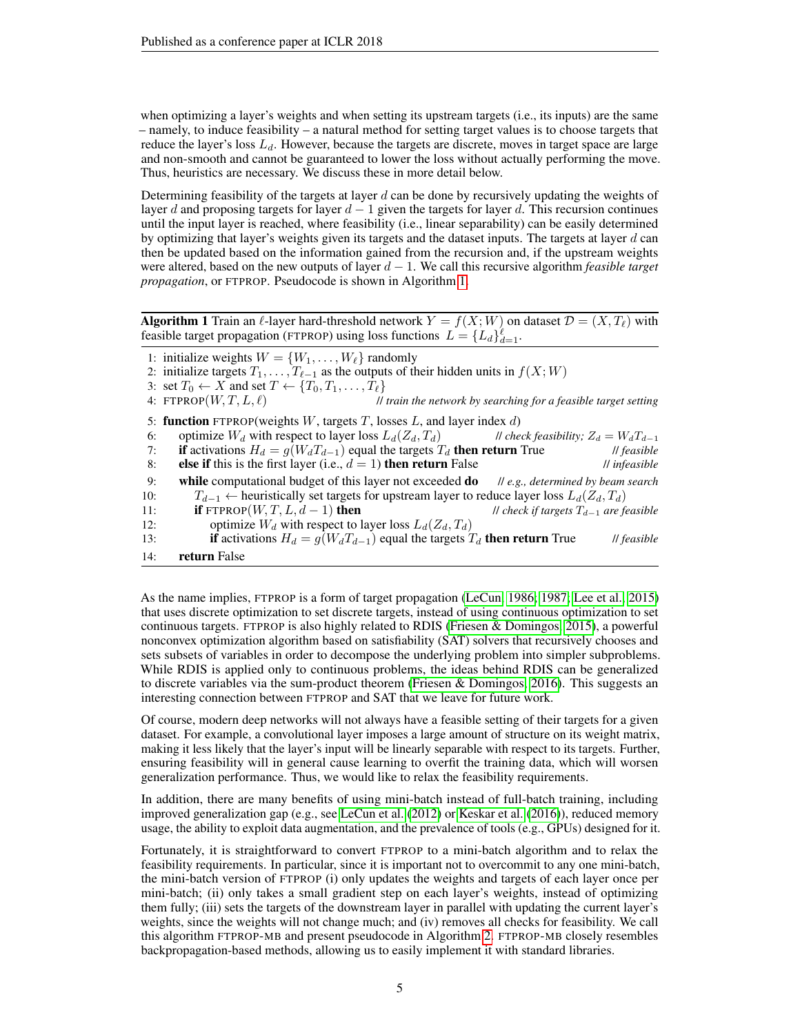when optimizing a layer's weights and when setting its upstream targets (i.e., its inputs) are the same – namely, to induce feasibility – a natural method for setting target values is to choose targets that reduce the layer's loss $L_d$. However, because the targets are discrete, moves in target space are large and non-smooth and cannot be guaranteed to lower the loss without actually performing the move. Thus, heuristics are necessary. We discuss these in more detail below.

Determining feasibility of the targets at layer $d$ can be done by recursively updating the weights of layer $d$ and proposing targets for layer $d-1$ given the targets for layer $d$. This recursion continues until the input layer is reached, where feasibility (i.e., linear separability) can be easily determined by optimizing that layer's weights given its targets and the dataset inputs. The targets at layer $d$ can then be updated based on the information gained from the recursion and, if the upstream weights were altered, based on the new outputs of layer $d-1$. We call this recursive algorithm *feasible target propagation*, or FTPROP. Pseudocode is shown in Algorithm 1.

**Algorithm 1** Train an $\ell$-layer hard-threshold network $Y = f(X; W)$ on dataset $\mathcal{D} = (X, T_\ell)$ with feasible target propagation (FTPROP) using loss functions $L = \{L_d\}_{d=1}^{\ell}$.

```
1:  initialize weights W = {W_1, ..., W_ℓ} randomly
2:  initialize targets T_1, ..., T_{ℓ-1} as the outputs of their hidden units in f(X; W)
3:  set T_0 ← X and set T ← {T_0, T_1, ..., T_ℓ}
4:  FTPROP(W, T, L, ℓ)                    // train the network by searching for a feasible target setting
5:  function FTPROP(weights W, targets T, losses L, and layer index d)
6:      optimize W_d with respect to layer loss L_d(Z_d, T_d)      // check feasibility; Z_d = W_d T_{d-1}
7:      if activations H_d = g(W_d T_{d-1}) equal the targets T_d then return True      // feasible
8:      else if this is the first layer (i.e., d = 1) then return False                 // infeasible
9:      while computational budget of this layer not exceeded do    // e.g., determined by beam search
10:         T_{d-1} ← heuristically set targets for upstream layer to reduce layer loss L_d(Z_d, T_d)
11:         if FTPROP(W, T, L, d − 1) then                      // check if targets T_{d-1} are feasible
12:             optimize W_d with respect to layer loss L_d(Z_d, T_d)
13:             if activations H_d = g(W_d T_{d-1}) equal the targets T_d then return True   // feasible
14:     return False
```

As the name implies, FTPROP is a form of target propagation (LeCun, 1986; 1987; Lee et al., 2015) that uses discrete optimization to set discrete targets, instead of using continuous optimization to set continuous targets. FTPROP is also highly related to RDIS (Friesen & Domingos, 2015), a powerful nonconvex optimization algorithm based on satisfiability (SAT) solvers that recursively chooses and sets subsets of variables in order to decompose the underlying problem into simpler subproblems. While RDIS is applied only to continuous problems, the ideas behind RDIS can be generalized to discrete variables via the sum-product theorem (Friesen & Domingos, 2016). This suggests an interesting connection between FTPROP and SAT that we leave for future work.

Of course, modern deep networks will not always have a feasible setting of their targets for a given dataset. For example, a convolutional layer imposes a large amount of structure on its weight matrix, making it less likely that the layer's input will be linearly separable with respect to its targets. Further, ensuring feasibility will in general cause learning to overfit the training data, which will worsen generalization performance. Thus, we would like to relax the feasibility requirements.

In addition, there are many benefits of using mini-batch instead of full-batch training, including improved generalization gap (e.g., see LeCun et al. (2012) or Keskar et al. (2016)), reduced memory usage, the ability to exploit data augmentation, and the prevalence of tools (e.g., GPUs) designed for it.

Fortunately, it is straightforward to convert FTPROP to a mini-batch algorithm and to relax the feasibility requirements. In particular, since it is important not to overcommit to any one mini-batch, the mini-batch version of FTPROP (i) only updates the weights and targets of each layer once per mini-batch; (ii) only takes a small gradient step on each layer's weights, instead of optimizing them fully; (iii) sets the targets of the downstream layer in parallel with updating the current layer's weights, since the weights will not change much; and (iv) removes all checks for feasibility. We call this algorithm FTPROP-MB and present pseudocode in Algorithm 2. FTPROP-MB closely resembles backpropagation-based methods, allowing us to easily implement it with standard libraries.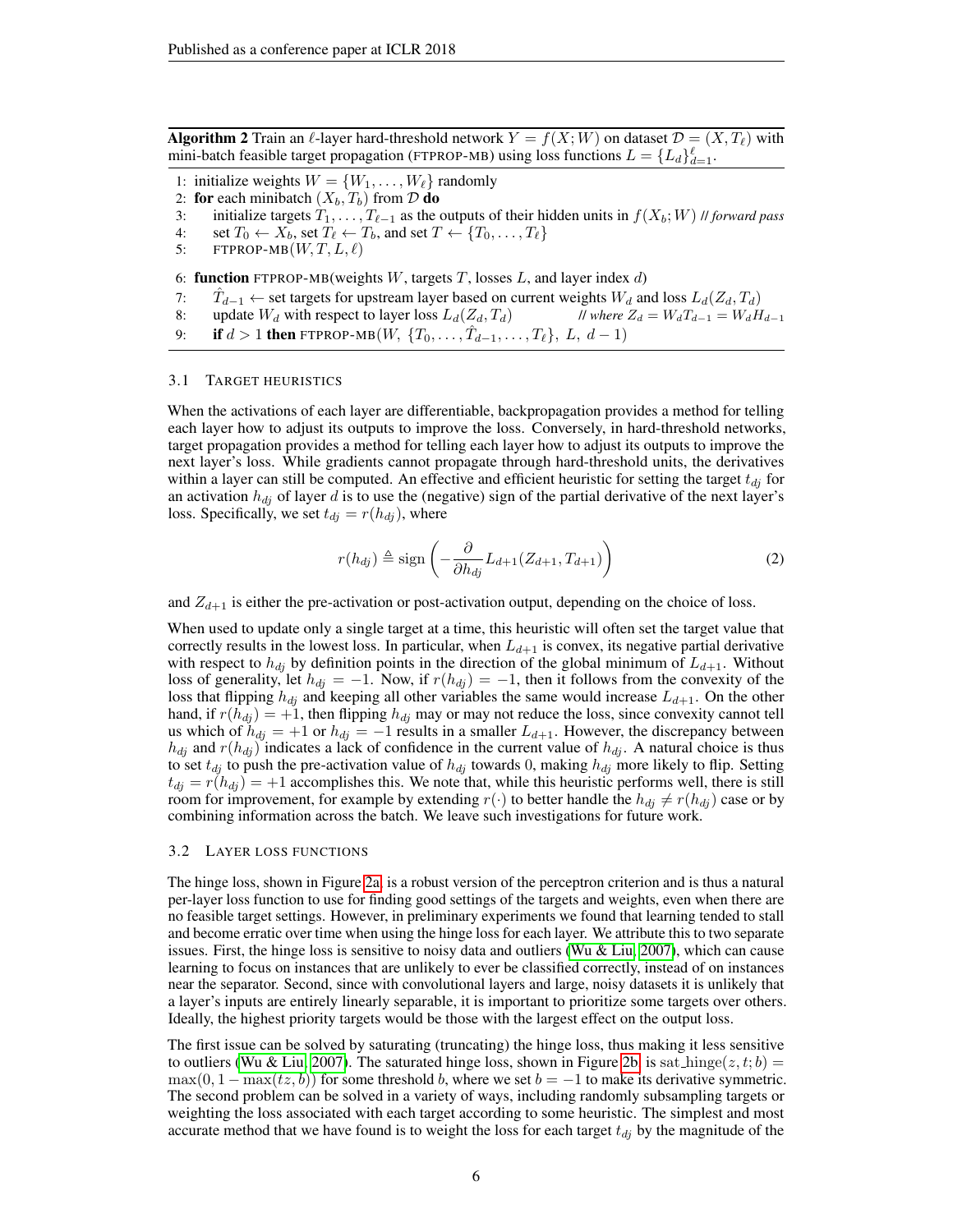**Algorithm 2** Train an $\ell$-layer hard-threshold network $Y = f(X; W)$ on dataset $\mathcal{D} = (X, T_\ell)$ with mini-batch feasible target propagation (FTPROP-MB) using loss functions $L = \{L_d\}_{d=1}^{\ell}$.

1: initialize weights $W = \{W_1, \ldots, W_\ell\}$ randomly
2: **for** each minibatch $(X_b, T_b)$ from $\mathcal{D}$ **do**
3: initialize targets $T_1, \ldots, T_{\ell-1}$ as the outputs of their hidden units in $f(X_b; W)$ // *forward pass*
4: set $T_0 \leftarrow X_b$, set $T_\ell \leftarrow T_b$, and set $T \leftarrow \{T_0, \ldots, T_\ell\}$
5: FTPROP-MB$(W, T, L, \ell)$

6: **function** FTPROP-MB(weights $W$, targets $T$, losses $L$, and layer index $d$)
7: $\hat{T}_{d-1} \leftarrow$ set targets for upstream layer based on current weights $W_d$ and loss $L_d(Z_d, T_d)$
8: update $W_d$ with respect to layer loss $L_d(Z_d, T_d)$ // *where* $Z_d = W_d T_{d-1} = W_d H_{d-1}$
9: **if** $d > 1$ **then** FTPROP-MB$(W, \{T_0, \ldots, \hat{T}_{d-1}, \ldots, T_\ell\}, L, d-1)$

### 3.1 Target Heuristics

When the activations of each layer are differentiable, backpropagation provides a method for telling each layer how to adjust its outputs to improve the loss. Conversely, in hard-threshold networks, target propagation provides a method for telling each layer how to adjust its outputs to improve the next layer's loss. While gradients cannot propagate through hard-threshold units, the derivatives within a layer can still be computed. An effective and efficient heuristic for setting the target $t_{dj}$ for an activation $h_{dj}$ of layer $d$ is to use the (negative) sign of the partial derivative of the next layer's loss. Specifically, we set $t_{dj} = r(h_{dj})$, where

$$r(h_{dj}) \triangleq \text{sign}\left(-\frac{\partial}{\partial h_{dj}} L_{d+1}(Z_{d+1}, T_{d+1})\right) \tag{2}$$

and $Z_{d+1}$ is either the pre-activation or post-activation output, depending on the choice of loss.

When used to update only a single target at a time, this heuristic will often set the target value that correctly results in the lowest loss. In particular, when $L_{d+1}$ is convex, its negative partial derivative with respect to $h_{dj}$ by definition points in the direction of the global minimum of $L_{d+1}$. Without loss of generality, let $h_{dj} = -1$. Now, if $r(h_{dj}) = -1$, then it follows from the convexity of the loss that flipping $h_{dj}$ and keeping all other variables the same would increase $L_{d+1}$. On the other hand, if $r(h_{dj}) = +1$, then flipping $h_{dj}$ may or may not reduce the loss, since convexity cannot tell us which of $h_{dj} = +1$ or $h_{dj} = -1$ results in a smaller $L_{d+1}$. However, the discrepancy between $h_{dj}$ and $r(h_{dj})$ indicates a lack of confidence in the current value of $h_{dj}$. A natural choice is thus to set $t_{dj}$ to push the pre-activation value of $h_{dj}$ towards 0, making $h_{dj}$ more likely to flip. Setting $t_{dj} = r(h_{dj}) = +1$ accomplishes this. We note that, while this heuristic performs well, there is still room for improvement, for example by extending $r(\cdot)$ to better handle the $h_{dj} \neq r(h_{dj})$ case or by combining information across the batch. We leave such investigations for future work.

### 3.2 Layer Loss Functions

The hinge loss, shown in Figure 2a, is a robust version of the perceptron criterion and is thus a natural per-layer loss function to use for finding good settings of the targets and weights, even when there are no feasible target settings. However, in preliminary experiments we found that learning tended to stall and become erratic over time when using the hinge loss for each layer. We attribute this to two separate issues. First, the hinge loss is sensitive to noisy data and outliers (Wu & Liu, 2007), which can cause learning to focus on instances that are unlikely to ever be classified correctly, instead of on instances near the separator. Second, since with convolutional layers and large, noisy datasets it is unlikely that a layer's inputs are entirely linearly separable, it is important to prioritize some targets over others. Ideally, the highest priority targets would be those with the largest effect on the output loss.

The first issue can be solved by saturating (truncating) the hinge loss, thus making it less sensitive to outliers (Wu & Liu, 2007). The saturated hinge loss, shown in Figure 2b, is $\text{sat\_hinge}(z, t; b) = \max(0, 1 - \max(tz, b))$ for some threshold $b$, where we set $b = -1$ to make its derivative symmetric. The second problem can be solved in a variety of ways, including randomly subsampling targets or weighting the loss associated with each target according to some heuristic. The simplest and most accurate method that we have found is to weight the loss for each target $t_{dj}$ by the magnitude of the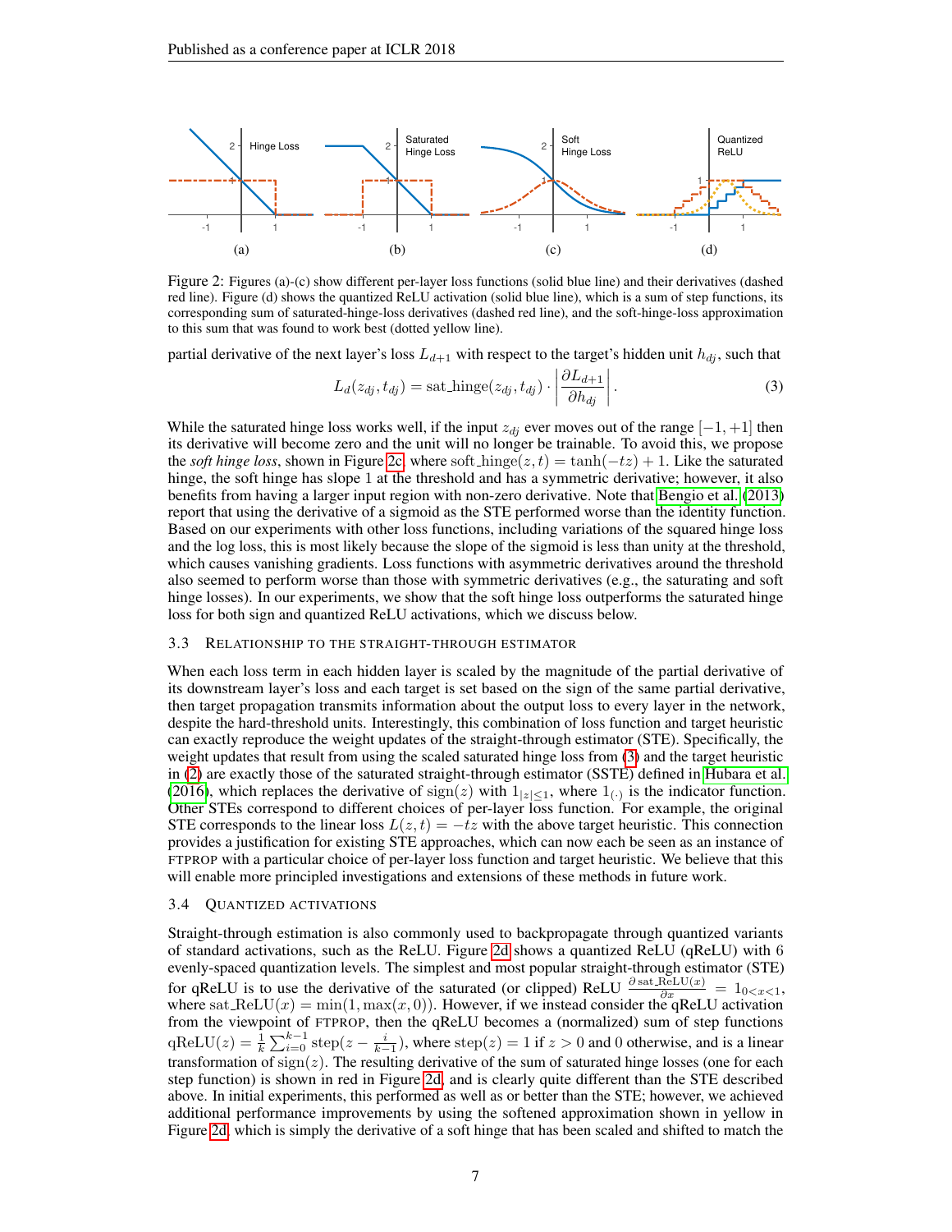Figure 2: Figures (a)-(c) show different per-layer loss functions (solid blue line) and their derivatives (dashed red line). Figure (d) shows the quantized ReLU activation (solid blue line), which is a sum of step functions, its corresponding sum of saturated-hinge-loss derivatives (dashed red line), and the soft-hinge-loss approximation to this sum that was found to work best (dotted yellow line).

partial derivative of the next layer's loss $L_{d+1}$ with respect to the target's hidden unit $h_{dj}$, such that

$$L_d(z_{dj}, t_{dj}) = \text{sat\_hinge}(z_{dj}, t_{dj}) \cdot \left| \frac{\partial L_{d+1}}{\partial h_{dj}} \right|. \tag{3}$$

While the saturated hinge loss works well, if the input $z_{dj}$ ever moves out of the range $[-1, +1]$ then its derivative will become zero and the unit will no longer be trainable. To avoid this, we propose the *soft hinge loss*, shown in Figure 2c, where $\text{soft\_hinge}(z, t) = \tanh(-tz) + 1$. Like the saturated hinge, the soft hinge has slope 1 at the threshold and has a symmetric derivative; however, it also benefits from having a larger input region with non-zero derivative. Note that Bengio et al. (2013) report that using the derivative of a sigmoid as the STE performed worse than the identity function. Based on our experiments with other loss functions, including variations of the squared hinge loss and the log loss, this is most likely because the slope of the sigmoid is less than unity at the threshold, which causes vanishing gradients. Loss functions with asymmetric derivatives around the threshold also seemed to perform worse than those with symmetric derivatives (e.g., the saturating and soft hinge losses). In our experiments, we show that the soft hinge loss outperforms the saturated hinge loss for both sign and quantized ReLU activations, which we discuss below.

### 3.3 Relationship to the Straight-Through Estimator

When each loss term in each hidden layer is scaled by the magnitude of the partial derivative of its downstream layer's loss and each target is set based on the sign of the same partial derivative, then target propagation transmits information about the output loss to every layer in the network, despite the hard-threshold units. Interestingly, this combination of loss function and target heuristic can exactly reproduce the weight updates of the straight-through estimator (STE). Specifically, the weight updates that result from using the scaled saturated hinge loss from (3) and the target heuristic in (2) are exactly those of the saturated straight-through estimator (SSTE) defined in Hubara et al. (2016), which replaces the derivative of $\text{sign}(z)$ with $1_{|z|\leq 1}$, where $1_{(\cdot)}$ is the indicator function. Other STEs correspond to different choices of per-layer loss function. For example, the original STE corresponds to the linear loss $L(z, t) = -tz$ with the above target heuristic. This connection provides a justification for existing STE approaches, which can now each be seen as an instance of FTPROP with a particular choice of per-layer loss function and target heuristic. We believe that this will enable more principled investigations and extensions of these methods in future work.

### 3.4 Quantized Activations

Straight-through estimation is also commonly used to backpropagate through quantized variants of standard activations, such as the ReLU. Figure 2d shows a quantized ReLU (qReLU) with 6 evenly-spaced quantization levels. The simplest and most popular straight-through estimator (STE) for qReLU is to use the derivative of the saturated (or clipped) ReLU $\frac{\partial \, \text{sat\_ReLU}(x)}{\partial x} = 1_{0<x<1}$, where $\text{sat\_ReLU}(x) = \min(1, \max(x, 0))$. However, if we instead consider the qReLU activation from the viewpoint of FTPROP, then the qReLU becomes a (normalized) sum of step functions $\text{qReLU}(z) = \frac{1}{k}\sum_{i=0}^{k-1} \text{step}(z - \frac{i}{k-1})$, where $\text{step}(z) = 1$ if $z > 0$ and 0 otherwise, and is a linear transformation of $\text{sign}(z)$. The resulting derivative of the sum of saturated hinge losses (one for each step function) is shown in red in Figure 2d, and is clearly quite different than the STE described above. In initial experiments, this performed as well as or better than the STE; however, we achieved additional performance improvements by using the softened approximation shown in yellow in Figure 2d, which is simply the derivative of a soft hinge that has been scaled and shifted to match the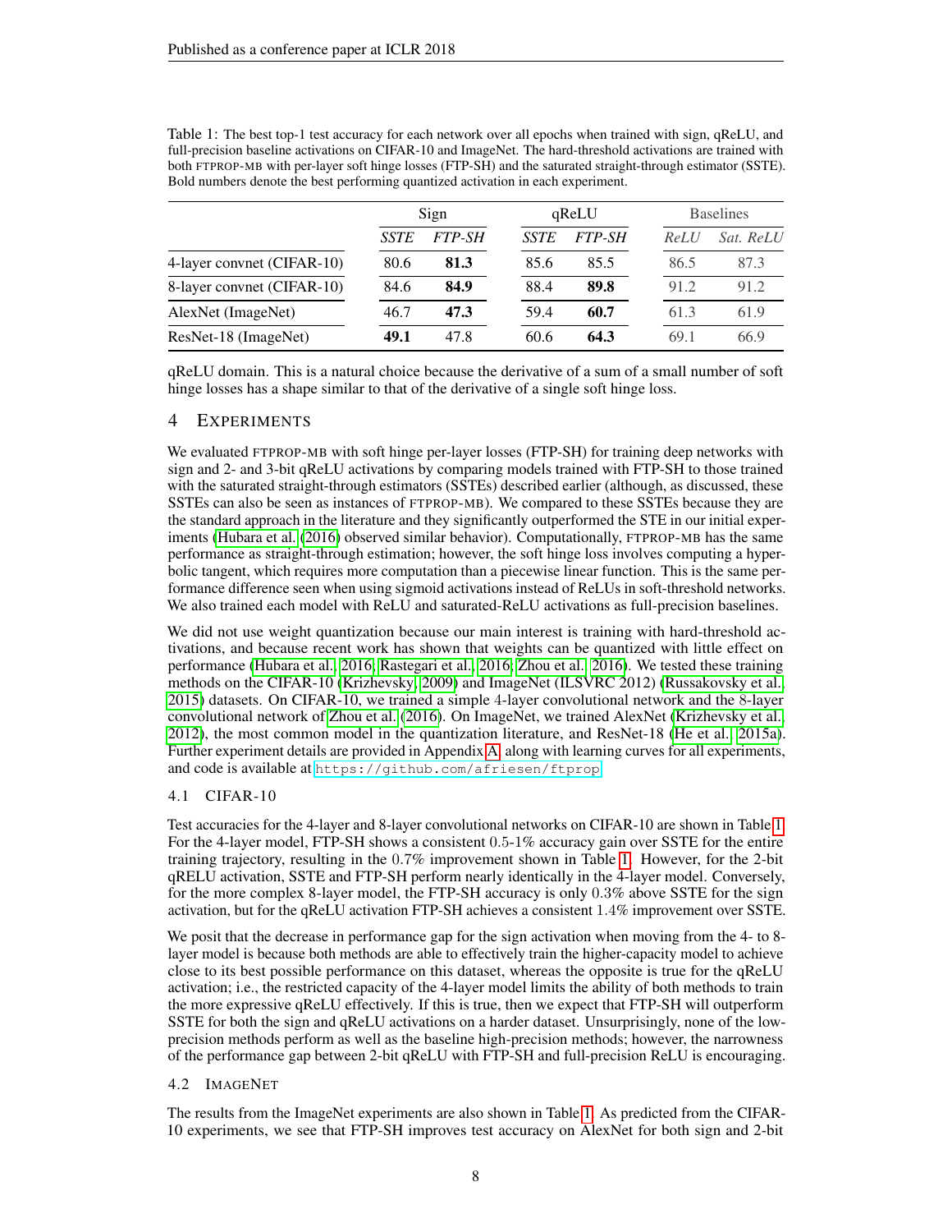Table 1: The best top-1 test accuracy for each network over all epochs when trained with sign, qReLU, and full-precision baseline activations on CIFAR-10 and ImageNet. The hard-threshold activations are trained with both FTPROP-MB with per-layer soft hinge losses (FTP-SH) and the saturated straight-through estimator (SSTE). Bold numbers denote the best performing quantized activation in each experiment.

| | Sign | | qReLU | | Baselines | |
|---|---|---|---|---|---|---|
| | *SSTE* | *FTP-SH* | *SSTE* | *FTP-SH* | *ReLU* | *Sat. ReLU* |
| 4-layer convnet (CIFAR-10) | 80.6 | **81.3** | 85.6 | 85.5 | 86.5 | 87.3 |
| 8-layer convnet (CIFAR-10) | 84.6 | **84.9** | 88.4 | **89.8** | 91.2 | 91.2 |
| AlexNet (ImageNet) | 46.7 | **47.3** | 59.4 | **60.7** | 61.3 | 61.9 |
| ResNet-18 (ImageNet) | **49.1** | 47.8 | 60.6 | **64.3** | 69.1 | 66.9 |

qReLU domain. This is a natural choice because the derivative of a sum of a small number of soft hinge losses has a shape similar to that of the derivative of a single soft hinge loss.

# 4 Experiments

We evaluated FTPROP-MB with soft hinge per-layer losses (FTP-SH) for training deep networks with sign and 2- and 3-bit qReLU activations by comparing models trained with FTP-SH to those trained with the saturated straight-through estimators (SSTEs) described earlier (although, as discussed, these SSTEs can also be seen as instances of FTPROP-MB). We compared to these SSTEs because they are the standard approach in the literature and they significantly outperformed the STE in our initial experiments (Hubara et al. (2016) observed similar behavior). Computationally, FTPROP-MB has the same performance as straight-through estimation; however, the soft hinge loss involves computing a hyperbolic tangent, which requires more computation than a piecewise linear function. This is the same performance difference seen when using sigmoid activations instead of ReLUs in soft-threshold networks. We also trained each model with ReLU and saturated-ReLU activations as full-precision baselines.

We did not use weight quantization because our main interest is training with hard-threshold activations, and because recent work has shown that weights can be quantized with little effect on performance (Hubara et al., 2016; Rastegari et al., 2016; Zhou et al., 2016). We tested these training methods on the CIFAR-10 (Krizhevsky, 2009) and ImageNet (ILSVRC 2012) (Russakovsky et al., 2015) datasets. On CIFAR-10, we trained a simple 4-layer convolutional network and the 8-layer convolutional network of Zhou et al. (2016). On ImageNet, we trained AlexNet (Krizhevsky et al., 2012), the most common model in the quantization literature, and ResNet-18 (He et al., 2015a). Further experiment details are provided in Appendix A, along with learning curves for all experiments, and code is available at https://github.com/afriesen/ftprop.

## 4.1 CIFAR-10

Test accuracies for the 4-layer and 8-layer convolutional networks on CIFAR-10 are shown in Table 1. For the 4-layer model, FTP-SH shows a consistent 0.5-1% accuracy gain over SSTE for the entire training trajectory, resulting in the 0.7% improvement shown in Table 1. However, for the 2-bit qRELU activation, SSTE and FTP-SH perform nearly identically in the 4-layer model. Conversely, for the more complex 8-layer model, the FTP-SH accuracy is only 0.3% above SSTE for the sign activation, but for the qReLU activation FTP-SH achieves a consistent 1.4% improvement over SSTE.

We posit that the decrease in performance gap for the sign activation when moving from the 4- to 8-layer model is because both methods are able to effectively train the higher-capacity model to achieve close to its best possible performance on this dataset, whereas the opposite is true for the qReLU activation; i.e., the restricted capacity of the 4-layer model limits the ability of both methods to train the more expressive qReLU effectively. If this is true, then we expect that FTP-SH will outperform SSTE for both the sign and qReLU activations on a harder dataset. Unsurprisingly, none of the low-precision methods perform as well as the baseline high-precision methods; however, the narrowness of the performance gap between 2-bit qReLU with FTP-SH and full-precision ReLU is encouraging.

## 4.2 ImageNet

The results from the ImageNet experiments are also shown in Table 1. As predicted from the CIFAR-10 experiments, we see that FTP-SH improves test accuracy on AlexNet for both sign and 2-bit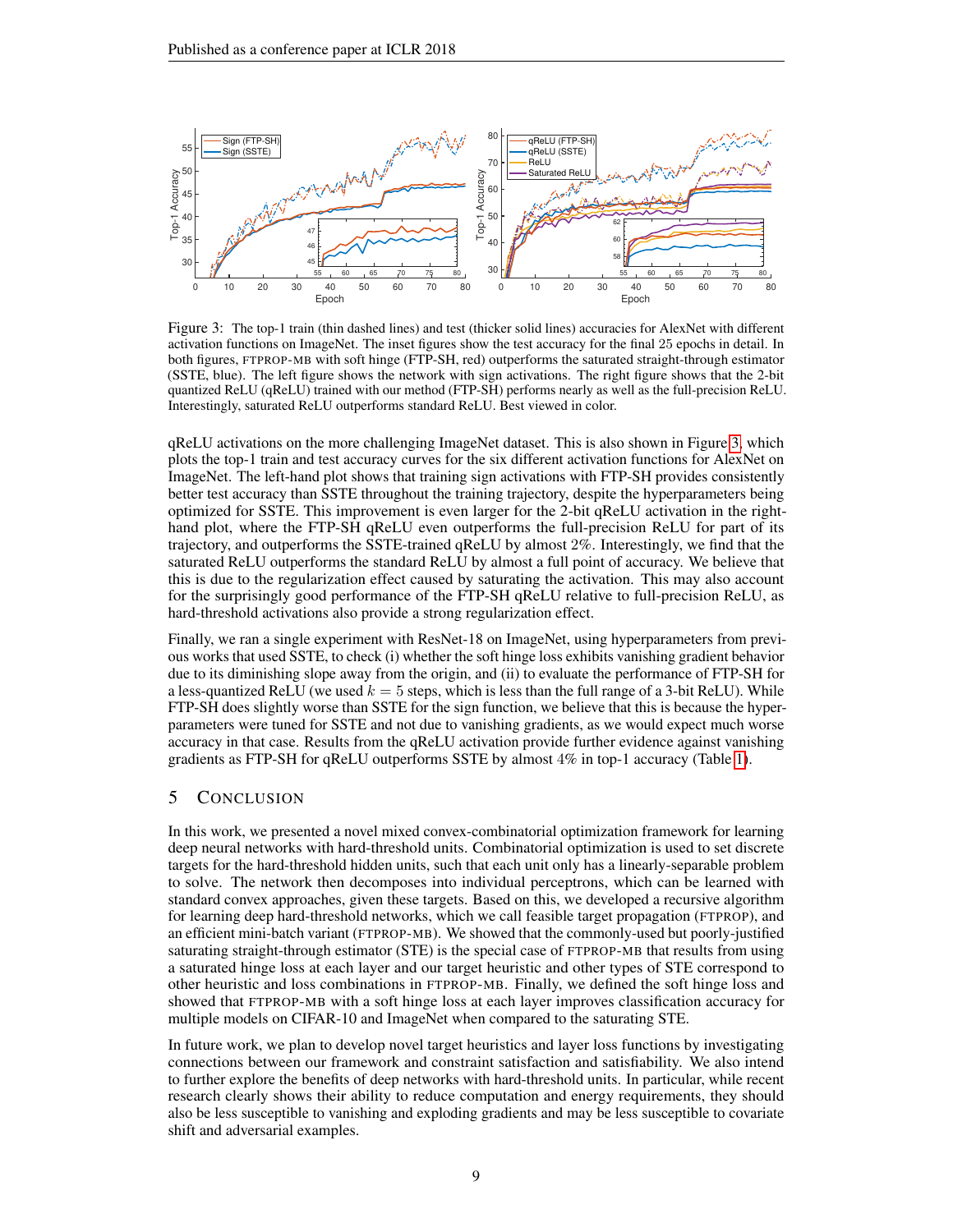Figure 3: The top-1 train (thin dashed lines) and test (thicker solid lines) accuracies for AlexNet with different activation functions on ImageNet. The inset figures show the test accuracy for the final 25 epochs in detail. In both figures, FTPROP-MB with soft hinge (FTP-SH, red) outperforms the saturated straight-through estimator (SSTE, blue). The left figure shows the network with sign activations. The right figure shows that the 2-bit quantized ReLU (qReLU) trained with our method (FTP-SH) performs nearly as well as the full-precision ReLU. Interestingly, saturated ReLU outperforms standard ReLU. Best viewed in color.

qReLU activations on the more challenging ImageNet dataset. This is also shown in Figure 3, which plots the top-1 train and test accuracy curves for the six different activation functions for AlexNet on ImageNet. The left-hand plot shows that training sign activations with FTP-SH provides consistently better test accuracy than SSTE throughout the training trajectory, despite the hyperparameters being optimized for SSTE. This improvement is even larger for the 2-bit qReLU activation in the right-hand plot, where the FTP-SH qReLU even outperforms the full-precision ReLU for part of its trajectory, and outperforms the SSTE-trained qReLU by almost 2%. Interestingly, we find that the saturated ReLU outperforms the standard ReLU by almost a full point of accuracy. We believe that this is due to the regularization effect caused by saturating the activation. This may also account for the surprisingly good performance of the FTP-SH qReLU relative to full-precision ReLU, as hard-threshold activations also provide a strong regularization effect.

Finally, we ran a single experiment with ResNet-18 on ImageNet, using hyperparameters from previous works that used SSTE, to check (i) whether the soft hinge loss exhibits vanishing gradient behavior due to its diminishing slope away from the origin, and (ii) to evaluate the performance of FTP-SH for a less-quantized ReLU (we used $k = 5$ steps, which is less than the full range of a 3-bit ReLU). While FTP-SH does slightly worse than SSTE for the sign function, we believe that this is because the hyperparameters were tuned for SSTE and not due to vanishing gradients, as we would expect much worse accuracy in that case. Results from the qReLU activation provide further evidence against vanishing gradients as FTP-SH for qReLU outperforms SSTE by almost 4% in top-1 accuracy (Table 1).

## 5 Conclusion

In this work, we presented a novel mixed convex-combinatorial optimization framework for learning deep neural networks with hard-threshold units. Combinatorial optimization is used to set discrete targets for the hard-threshold hidden units, such that each unit only has a linearly-separable problem to solve. The network then decomposes into individual perceptrons, which can be learned with standard convex approaches, given these targets. Based on this, we developed a recursive algorithm for learning deep hard-threshold networks, which we call feasible target propagation (FTPROP), and an efficient mini-batch variant (FTPROP-MB). We showed that the commonly-used but poorly-justified saturating straight-through estimator (STE) is the special case of FTPROP-MB that results from using a saturated hinge loss at each layer and our target heuristic and other types of STE correspond to other heuristic and loss combinations in FTPROP-MB. Finally, we defined the soft hinge loss and showed that FTPROP-MB with a soft hinge loss at each layer improves classification accuracy for multiple models on CIFAR-10 and ImageNet when compared to the saturating STE.

In future work, we plan to develop novel target heuristics and layer loss functions by investigating connections between our framework and constraint satisfaction and satisfiability. We also intend to further explore the benefits of deep networks with hard-threshold units. In particular, while recent research clearly shows their ability to reduce computation and energy requirements, they should also be less susceptible to vanishing and exploding gradients and may be less susceptible to covariate shift and adversarial examples.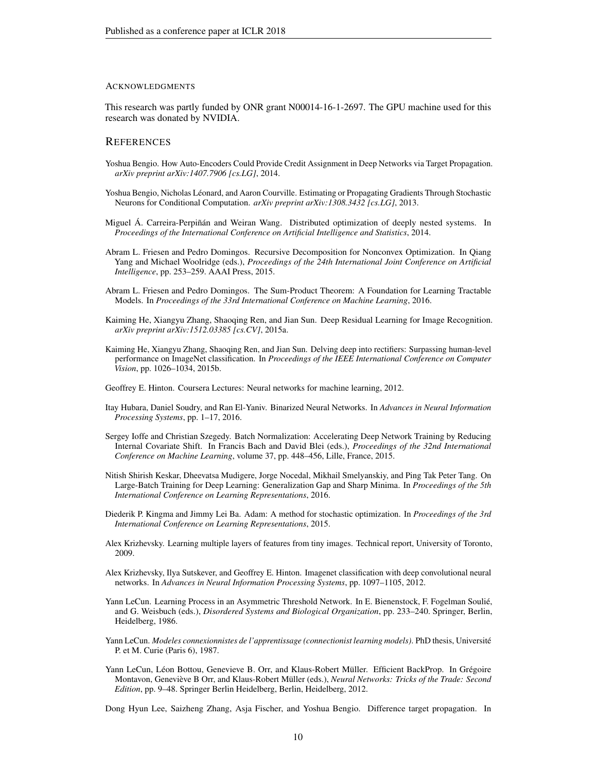#### Acknowledgments

This research was partly funded by ONR grant N00014-16-1-2697. The GPU machine used for this research was donated by NVIDIA.

## References

Yoshua Bengio. How Auto-Encoders Could Provide Credit Assignment in Deep Networks via Target Propagation. *arXiv preprint arXiv:1407.7906 [cs.LG]*, 2014.

Yoshua Bengio, Nicholas Léonard, and Aaron Courville. Estimating or Propagating Gradients Through Stochastic Neurons for Conditional Computation. *arXiv preprint arXiv:1308.3432 [cs.LG]*, 2013.

Miguel Á. Carreira-Perpiñán and Weiran Wang. Distributed optimization of deeply nested systems. In *Proceedings of the International Conference on Artificial Intelligence and Statistics*, 2014.

Abram L. Friesen and Pedro Domingos. Recursive Decomposition for Nonconvex Optimization. In Qiang Yang and Michael Woolridge (eds.), *Proceedings of the 24th International Joint Conference on Artificial Intelligence*, pp. 253–259. AAAI Press, 2015.

Abram L. Friesen and Pedro Domingos. The Sum-Product Theorem: A Foundation for Learning Tractable Models. In *Proceedings of the 33rd International Conference on Machine Learning*, 2016.

Kaiming He, Xiangyu Zhang, Shaoqing Ren, and Jian Sun. Deep Residual Learning for Image Recognition. *arXiv preprint arXiv:1512.03385 [cs.CV]*, 2015a.

Kaiming He, Xiangyu Zhang, Shaoqing Ren, and Jian Sun. Delving deep into rectifiers: Surpassing human-level performance on ImageNet classification. In *Proceedings of the IEEE International Conference on Computer Vision*, pp. 1026–1034, 2015b.

Geoffrey E. Hinton. Coursera Lectures: Neural networks for machine learning, 2012.

Itay Hubara, Daniel Soudry, and Ran El-Yaniv. Binarized Neural Networks. In *Advances in Neural Information Processing Systems*, pp. 1–17, 2016.

Sergey Ioffe and Christian Szegedy. Batch Normalization: Accelerating Deep Network Training by Reducing Internal Covariate Shift. In Francis Bach and David Blei (eds.), *Proceedings of the 32nd International Conference on Machine Learning*, volume 37, pp. 448–456, Lille, France, 2015.

Nitish Shirish Keskar, Dheevatsa Mudigere, Jorge Nocedal, Mikhail Smelyanskiy, and Ping Tak Peter Tang. On Large-Batch Training for Deep Learning: Generalization Gap and Sharp Minima. In *Proceedings of the 5th International Conference on Learning Representations*, 2016.

Diederik P. Kingma and Jimmy Lei Ba. Adam: A method for stochastic optimization. In *Proceedings of the 3rd International Conference on Learning Representations*, 2015.

Alex Krizhevsky. Learning multiple layers of features from tiny images. Technical report, University of Toronto, 2009.

Alex Krizhevsky, Ilya Sutskever, and Geoffrey E. Hinton. Imagenet classification with deep convolutional neural networks. In *Advances in Neural Information Processing Systems*, pp. 1097–1105, 2012.

Yann LeCun. Learning Process in an Asymmetric Threshold Network. In E. Bienenstock, F. Fogelman Soulié, and G. Weisbuch (eds.), *Disordered Systems and Biological Organization*, pp. 233–240. Springer, Berlin, Heidelberg, 1986.

Yann LeCun. *Modeles connexionnistes de l'apprentissage (connectionist learning models)*. PhD thesis, Université P. et M. Curie (Paris 6), 1987.

Yann LeCun, Léon Bottou, Genevieve B. Orr, and Klaus-Robert Müller. Efficient BackProp. In Grégoire Montavon, Geneviève B Orr, and Klaus-Robert Müller (eds.), *Neural Networks: Tricks of the Trade: Second Edition*, pp. 9–48. Springer Berlin Heidelberg, Berlin, Heidelberg, 2012.

Dong Hyun Lee, Saizheng Zhang, Asja Fischer, and Yoshua Bengio. Difference target propagation. In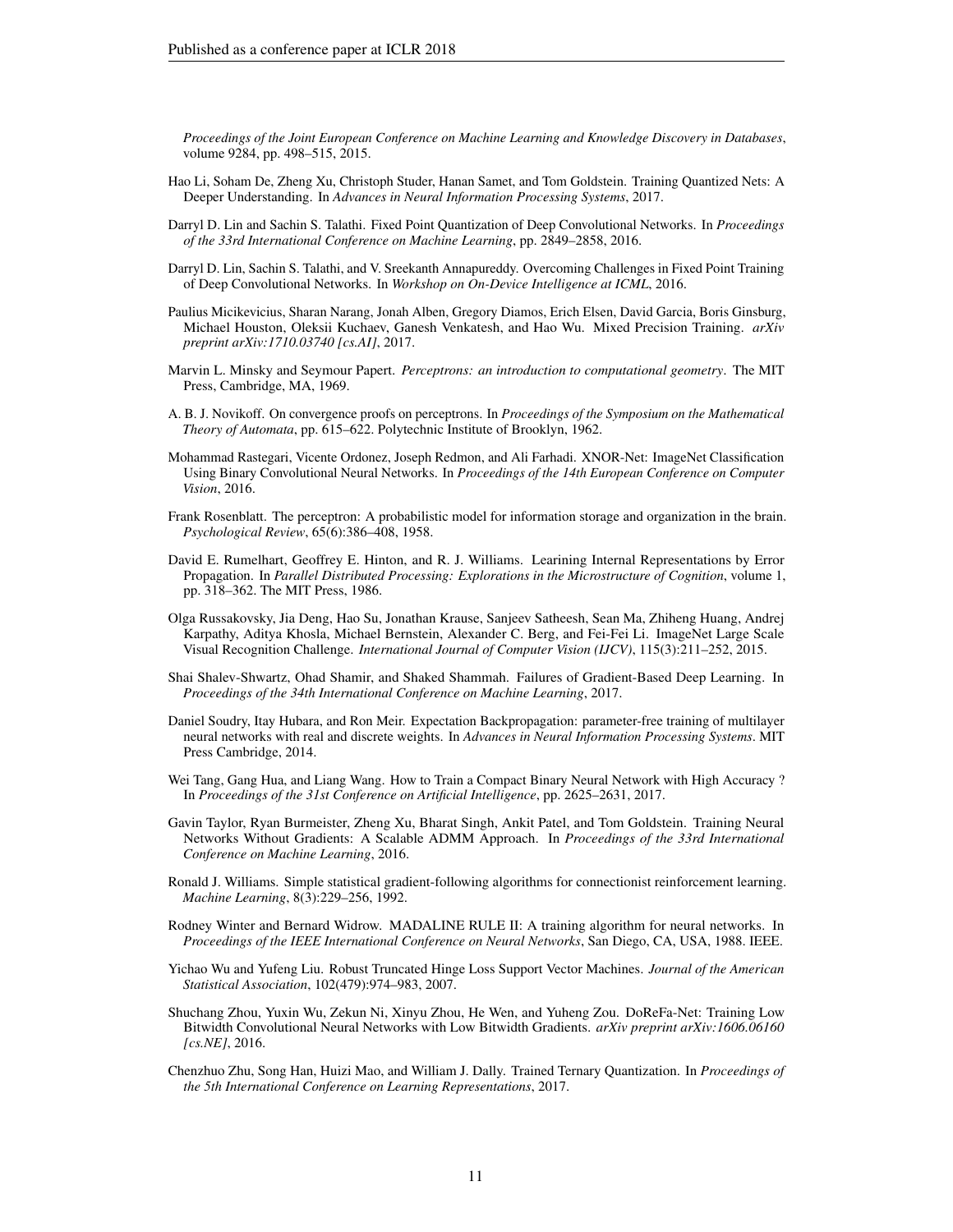*Proceedings of the Joint European Conference on Machine Learning and Knowledge Discovery in Databases*, volume 9284, pp. 498–515, 2015.

Hao Li, Soham De, Zheng Xu, Christoph Studer, Hanan Samet, and Tom Goldstein. Training Quantized Nets: A Deeper Understanding. In *Advances in Neural Information Processing Systems*, 2017.

Darryl D. Lin and Sachin S. Talathi. Fixed Point Quantization of Deep Convolutional Networks. In *Proceedings of the 33rd International Conference on Machine Learning*, pp. 2849–2858, 2016.

Darryl D. Lin, Sachin S. Talathi, and V. Sreekanth Annapureddy. Overcoming Challenges in Fixed Point Training of Deep Convolutional Networks. In *Workshop on On-Device Intelligence at ICML*, 2016.

Paulius Micikevicius, Sharan Narang, Jonah Alben, Gregory Diamos, Erich Elsen, David Garcia, Boris Ginsburg, Michael Houston, Oleksii Kuchaev, Ganesh Venkatesh, and Hao Wu. Mixed Precision Training. *arXiv preprint arXiv:1710.03740 [cs.AI]*, 2017.

Marvin L. Minsky and Seymour Papert. *Perceptrons: an introduction to computational geometry*. The MIT Press, Cambridge, MA, 1969.

A. B. J. Novikoff. On convergence proofs on perceptrons. In *Proceedings of the Symposium on the Mathematical Theory of Automata*, pp. 615–622. Polytechnic Institute of Brooklyn, 1962.

Mohammad Rastegari, Vicente Ordonez, Joseph Redmon, and Ali Farhadi. XNOR-Net: ImageNet Classification Using Binary Convolutional Neural Networks. In *Proceedings of the 14th European Conference on Computer Vision*, 2016.

Frank Rosenblatt. The perceptron: A probabilistic model for information storage and organization in the brain. *Psychological Review*, 65(6):386–408, 1958.

David E. Rumelhart, Geoffrey E. Hinton, and R. J. Williams. Learining Internal Representations by Error Propagation. In *Parallel Distributed Processing: Explorations in the Microstructure of Cognition*, volume 1, pp. 318–362. The MIT Press, 1986.

Olga Russakovsky, Jia Deng, Hao Su, Jonathan Krause, Sanjeev Satheesh, Sean Ma, Zhiheng Huang, Andrej Karpathy, Aditya Khosla, Michael Bernstein, Alexander C. Berg, and Fei-Fei Li. ImageNet Large Scale Visual Recognition Challenge. *International Journal of Computer Vision (IJCV)*, 115(3):211–252, 2015.

Shai Shalev-Shwartz, Ohad Shamir, and Shaked Shammah. Failures of Gradient-Based Deep Learning. In *Proceedings of the 34th International Conference on Machine Learning*, 2017.

Daniel Soudry, Itay Hubara, and Ron Meir. Expectation Backpropagation: parameter-free training of multilayer neural networks with real and discrete weights. In *Advances in Neural Information Processing Systems*. MIT Press Cambridge, 2014.

Wei Tang, Gang Hua, and Liang Wang. How to Train a Compact Binary Neural Network with High Accuracy ? In *Proceedings of the 31st Conference on Artificial Intelligence*, pp. 2625–2631, 2017.

Gavin Taylor, Ryan Burmeister, Zheng Xu, Bharat Singh, Ankit Patel, and Tom Goldstein. Training Neural Networks Without Gradients: A Scalable ADMM Approach. In *Proceedings of the 33rd International Conference on Machine Learning*, 2016.

Ronald J. Williams. Simple statistical gradient-following algorithms for connectionist reinforcement learning. *Machine Learning*, 8(3):229–256, 1992.

Rodney Winter and Bernard Widrow. MADALINE RULE II: A training algorithm for neural networks. In *Proceedings of the IEEE International Conference on Neural Networks*, San Diego, CA, USA, 1988. IEEE.

Yichao Wu and Yufeng Liu. Robust Truncated Hinge Loss Support Vector Machines. *Journal of the American Statistical Association*, 102(479):974–983, 2007.

Shuchang Zhou, Yuxin Wu, Zekun Ni, Xinyu Zhou, He Wen, and Yuheng Zou. DoReFa-Net: Training Low Bitwidth Convolutional Neural Networks with Low Bitwidth Gradients. *arXiv preprint arXiv:1606.06160 [cs.NE]*, 2016.

Chenzhuo Zhu, Song Han, Huizi Mao, and William J. Dally. Trained Ternary Quantization. In *Proceedings of the 5th International Conference on Learning Representations*, 2017.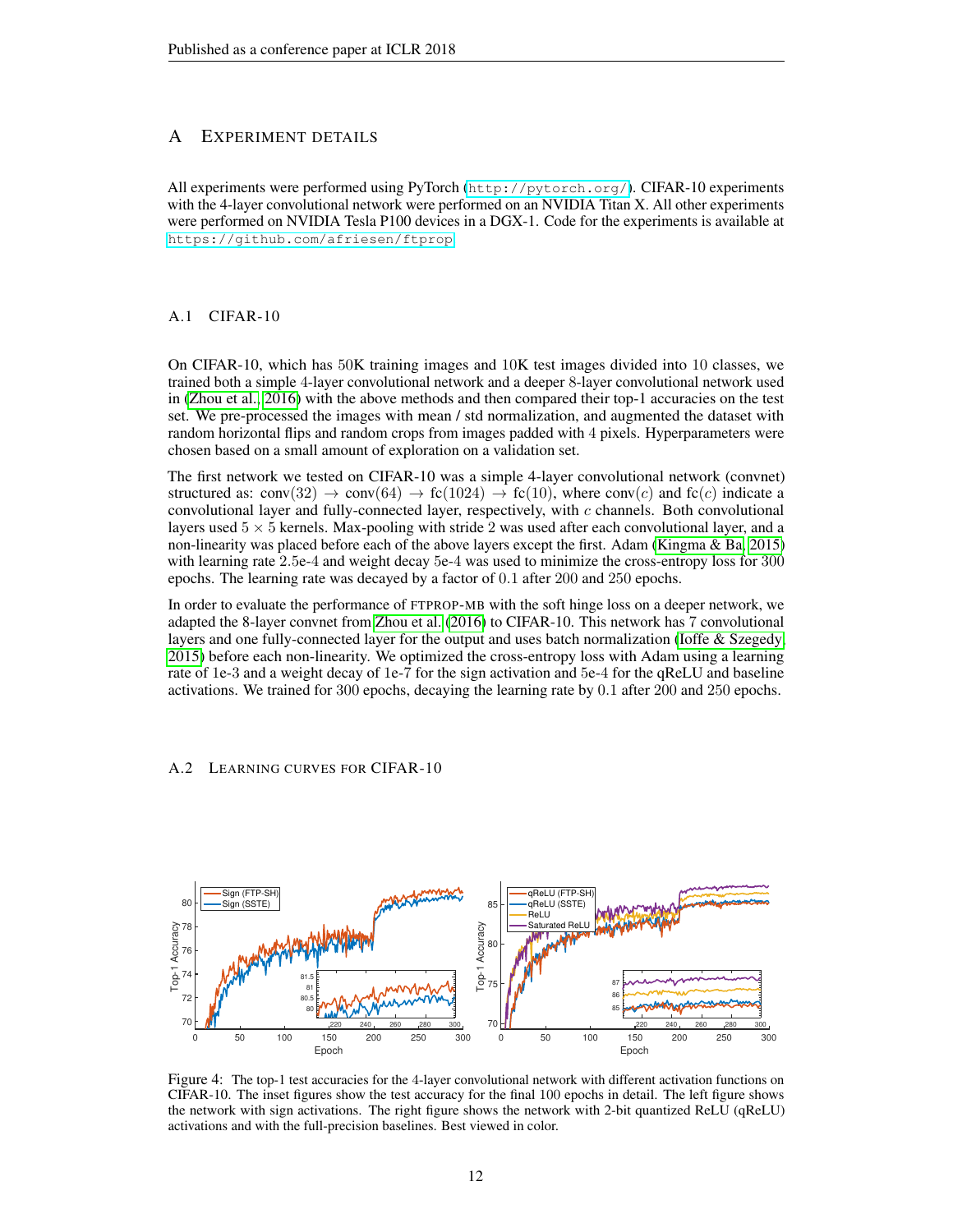# A EXPERIMENT DETAILS

All experiments were performed using PyTorch (http://pytorch.org/). CIFAR-10 experiments with the 4-layer convolutional network were performed on an NVIDIA Titan X. All other experiments were performed on NVIDIA Tesla P100 devices in a DGX-1. Code for the experiments is available at https://github.com/afriesen/ftprop

## A.1 CIFAR-10

On CIFAR-10, which has 50K training images and 10K test images divided into 10 classes, we trained both a simple 4-layer convolutional network and a deeper 8-layer convolutional network used in (Zhou et al., 2016) with the above methods and then compared their top-1 accuracies on the test set. We pre-processed the images with mean / std normalization, and augmented the dataset with random horizontal flips and random crops from images padded with 4 pixels. Hyperparameters were chosen based on a small amount of exploration on a validation set.

The first network we tested on CIFAR-10 was a simple 4-layer convolutional network (convnet) structured as: conv(32) $\rightarrow$ conv(64) $\rightarrow$ fc(1024) $\rightarrow$ fc(10), where conv($c$) and fc($c$) indicate a convolutional layer and fully-connected layer, respectively, with $c$ channels. Both convolutional layers used $5 \times 5$ kernels. Max-pooling with stride 2 was used after each convolutional layer, and a non-linearity was placed before each of the above layers except the first. Adam (Kingma & Ba, 2015) with learning rate 2.5e-4 and weight decay 5e-4 was used to minimize the cross-entropy loss for 300 epochs. The learning rate was decayed by a factor of 0.1 after 200 and 250 epochs.

In order to evaluate the performance of FTPROP-MB with the soft hinge loss on a deeper network, we adapted the 8-layer convnet from Zhou et al. (2016) to CIFAR-10. This network has 7 convolutional layers and one fully-connected layer for the output and uses batch normalization (Ioffe & Szegedy, 2015) before each non-linearity. We optimized the cross-entropy loss with Adam using a learning rate of 1e-3 and a weight decay of 1e-7 for the sign activation and 5e-4 for the qReLU and baseline activations. We trained for 300 epochs, decaying the learning rate by 0.1 after 200 and 250 epochs.

## A.2 LEARNING CURVES FOR CIFAR-10

Figure 4: The top-1 test accuracies for the 4-layer convolutional network with different activation functions on CIFAR-10. The inset figures show the test accuracy for the final 100 epochs in detail. The left figure shows the network with sign activations. The right figure shows the network with 2-bit quantized ReLU (qReLU) activations and with the full-precision baselines. Best viewed in color.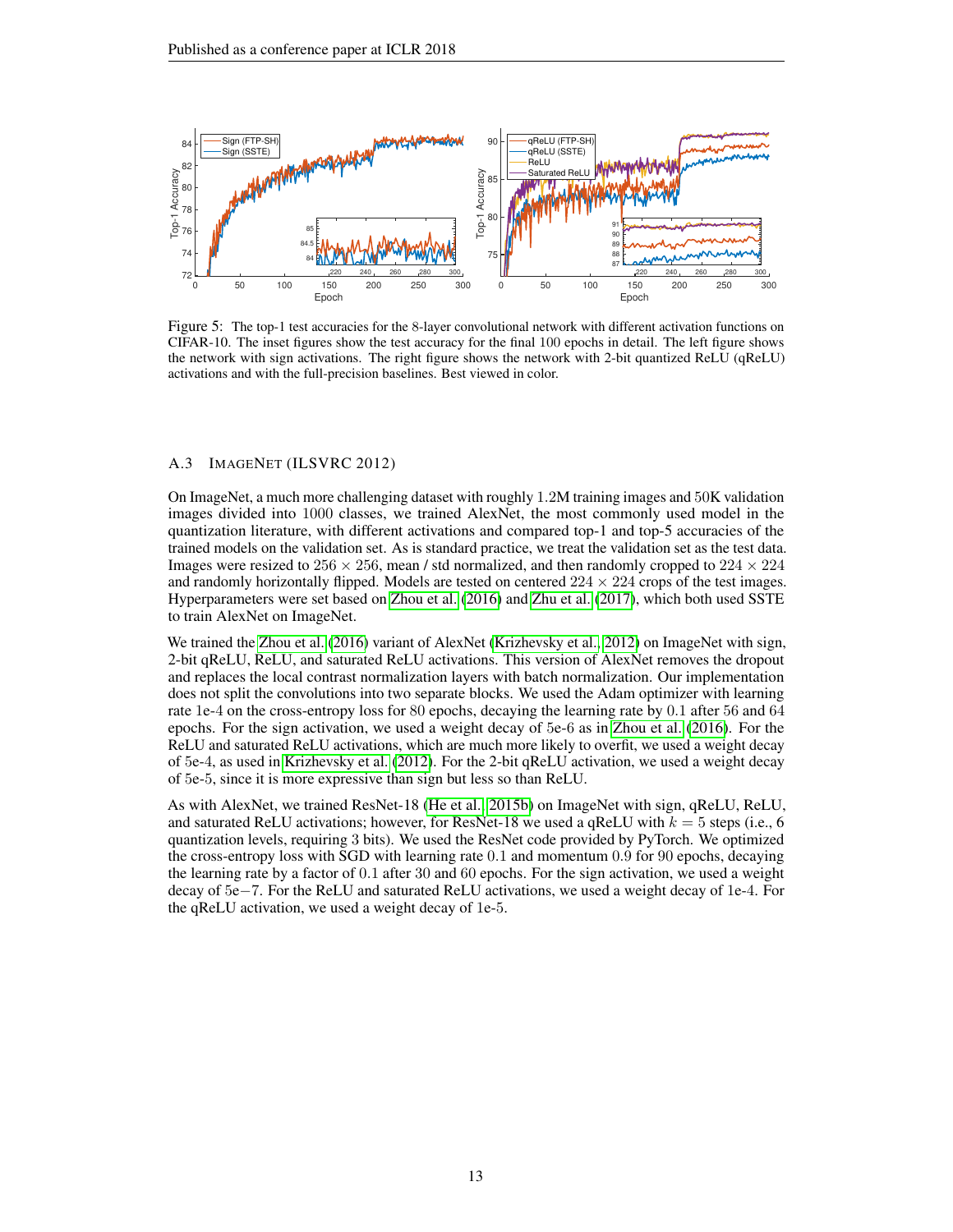Figure 5: The top-1 test accuracies for the 8-layer convolutional network with different activation functions on CIFAR-10. The inset figures show the test accuracy for the final 100 epochs in detail. The left figure shows the network with sign activations. The right figure shows the network with 2-bit quantized ReLU (qReLU) activations and with the full-precision baselines. Best viewed in color.

### A.3 ImageNet (ILSVRC 2012)

On ImageNet, a much more challenging dataset with roughly 1.2M training images and 50K validation images divided into 1000 classes, we trained AlexNet, the most commonly used model in the quantization literature, with different activations and compared top-1 and top-5 accuracies of the trained models on the validation set. As is standard practice, we treat the validation set as the test data. Images were resized to $256 \times 256$, mean / std normalized, and then randomly cropped to $224 \times 224$ and randomly horizontally flipped. Models are tested on centered $224 \times 224$ crops of the test images. Hyperparameters were set based on Zhou et al. (2016) and Zhu et al. (2017), which both used SSTE to train AlexNet on ImageNet.

We trained the Zhou et al. (2016) variant of AlexNet (Krizhevsky et al., 2012) on ImageNet with sign, 2-bit qReLU, ReLU, and saturated ReLU activations. This version of AlexNet removes the dropout and replaces the local contrast normalization layers with batch normalization. Our implementation does not split the convolutions into two separate blocks. We used the Adam optimizer with learning rate 1e-4 on the cross-entropy loss for 80 epochs, decaying the learning rate by 0.1 after 56 and 64 epochs. For the sign activation, we used a weight decay of 5e-6 as in Zhou et al. (2016). For the ReLU and saturated ReLU activations, which are much more likely to overfit, we used a weight decay of 5e-4, as used in Krizhevsky et al. (2012). For the 2-bit qReLU activation, we used a weight decay of 5e-5, since it is more expressive than sign but less so than ReLU.

As with AlexNet, we trained ResNet-18 (He et al., 2015b) on ImageNet with sign, qReLU, ReLU, and saturated ReLU activations; however, for ResNet-18 we used a qReLU with $k = 5$ steps (i.e., 6 quantization levels, requiring 3 bits). We used the ResNet code provided by PyTorch. We optimized the cross-entropy loss with SGD with learning rate 0.1 and momentum 0.9 for 90 epochs, decaying the learning rate by a factor of 0.1 after 30 and 60 epochs. For the sign activation, we used a weight decay of $5e{-}7$. For the ReLU and saturated ReLU activations, we used a weight decay of 1e-4. For the qReLU activation, we used a weight decay of 1e-5.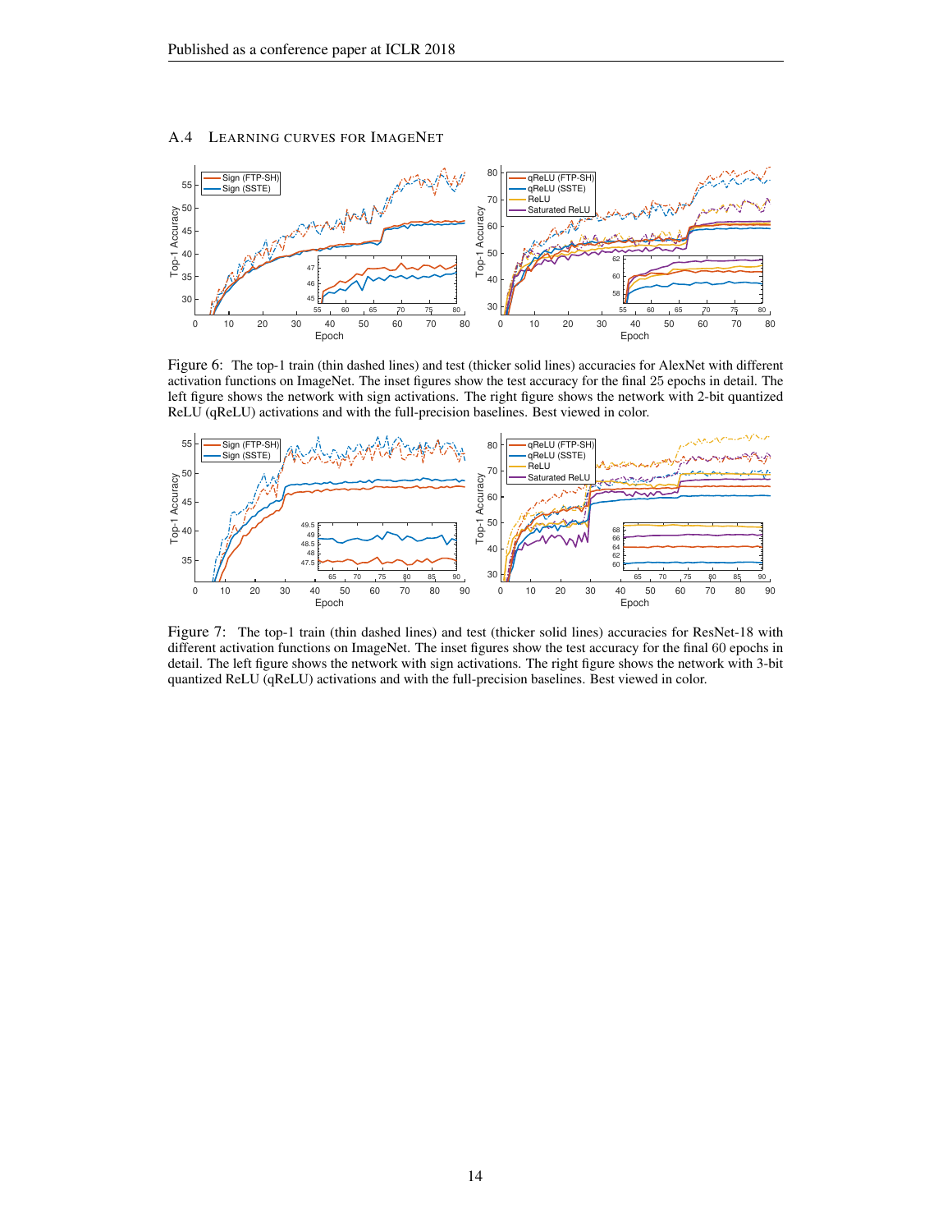### A.4 LEARNING CURVES FOR IMAGENET

Sign (FTP-SH)
Sign (SSTE)

Top-1 Accuracy
Epoch

qReLU (FTP-SH)
qReLU (SSTE)
ReLU
Saturated ReLU

Top-1 Accuracy
Epoch

Figure 6: The top-1 train (thin dashed lines) and test (thicker solid lines) accuracies for AlexNet with different activation functions on ImageNet. The inset figures show the test accuracy for the final 25 epochs in detail. The left figure shows the network with sign activations. The right figure shows the network with 2-bit quantized ReLU (qReLU) activations and with the full-precision baselines. Best viewed in color.

Sign (FTP-SH)
Sign (SSTE)

Top-1 Accuracy
Epoch

qReLU (FTP-SH)
qReLU (SSTE)
ReLU
Saturated ReLU

Top-1 Accuracy
Epoch

Figure 7: The top-1 train (thin dashed lines) and test (thicker solid lines) accuracies for ResNet-18 with different activation functions on ImageNet. The inset figures show the test accuracy for the final 60 epochs in detail. The left figure shows the network with sign activations. The right figure shows the network with 3-bit quantized ReLU (qReLU) activations and with the full-precision baselines. Best viewed in color.